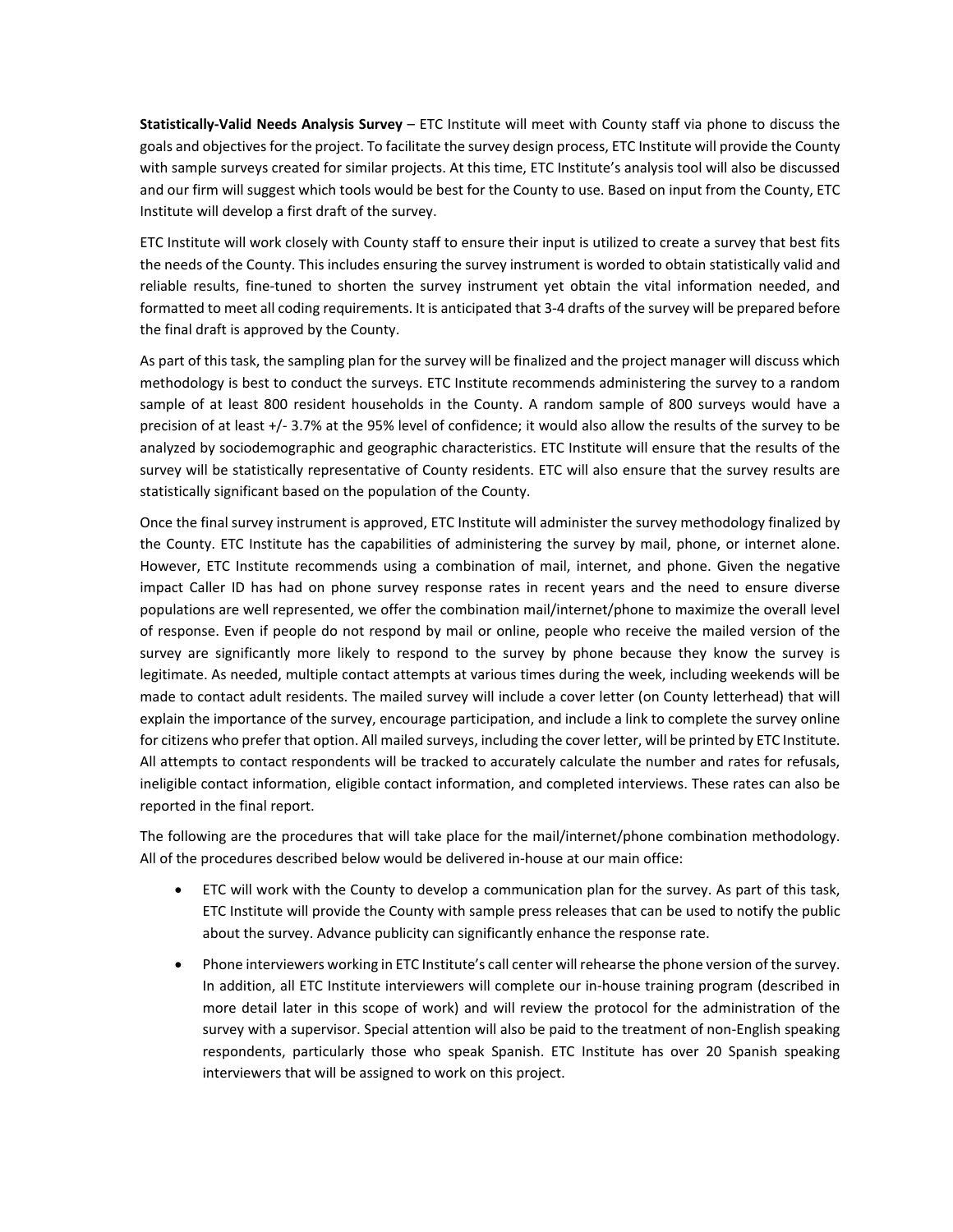**Statistically-Valid Needs Analysis Survey** – ETC Institute will meet with County staff via phone to discuss the goals and objectives for the project. To facilitate the survey design process, ETC Institute will provide the County with sample surveys created for similar projects. At this time, ETC Institute's analysis tool will also be discussed and our firm will suggest which tools would be best for the County to use. Based on input from the County, ETC Institute will develop a first draft of the survey.

ETC Institute will work closely with County staff to ensure their input is utilized to create a survey that best fits the needs of the County. This includes ensuring the survey instrument is worded to obtain statistically valid and reliable results, fine-tuned to shorten the survey instrument yet obtain the vital information needed, and formatted to meet all coding requirements. It is anticipated that 3-4 drafts of the survey will be prepared before the final draft is approved by the County.

As part of this task, the sampling plan for the survey will be finalized and the project manager will discuss which methodology is best to conduct the surveys. ETC Institute recommends administering the survey to a random sample of at least 800 resident households in the County. A random sample of 800 surveys would have a precision of at least +/- 3.7% at the 95% level of confidence; it would also allow the results of the survey to be analyzed by sociodemographic and geographic characteristics. ETC Institute will ensure that the results of the survey will be statistically representative of County residents. ETC will also ensure that the survey results are statistically significant based on the population of the County.

Once the final survey instrument is approved, ETC Institute will administer the survey methodology finalized by the County. ETC Institute has the capabilities of administering the survey by mail, phone, or internet alone. However, ETC Institute recommends using a combination of mail, internet, and phone. Given the negative impact Caller ID has had on phone survey response rates in recent years and the need to ensure diverse populations are well represented, we offer the combination mail/internet/phone to maximize the overall level of response. Even if people do not respond by mail or online, people who receive the mailed version of the survey are significantly more likely to respond to the survey by phone because they know the survey is legitimate. As needed, multiple contact attempts at various times during the week, including weekends will be made to contact adult residents. The mailed survey will include a cover letter (on County letterhead) that will explain the importance of the survey, encourage participation, and include a link to complete the survey online for citizens who prefer that option. All mailed surveys, including the cover letter, will be printed by ETC Institute. All attempts to contact respondents will be tracked to accurately calculate the number and rates for refusals, ineligible contact information, eligible contact information, and completed interviews. These rates can also be reported in the final report.

The following are the procedures that will take place for the mail/internet/phone combination methodology. All of the procedures described below would be delivered in-house at our main office:

- ETC will work with the County to develop a communication plan for the survey. As part of this task, ETC Institute will provide the County with sample press releases that can be used to notify the public about the survey. Advance publicity can significantly enhance the response rate.
- Phone interviewers working in ETC Institute's call center will rehearse the phone version of the survey. In addition, all ETC Institute interviewers will complete our in-house training program (described in more detail later in this scope of work) and will review the protocol for the administration of the survey with a supervisor. Special attention will also be paid to the treatment of non-English speaking respondents, particularly those who speak Spanish. ETC Institute has over 20 Spanish speaking interviewers that will be assigned to work on this project.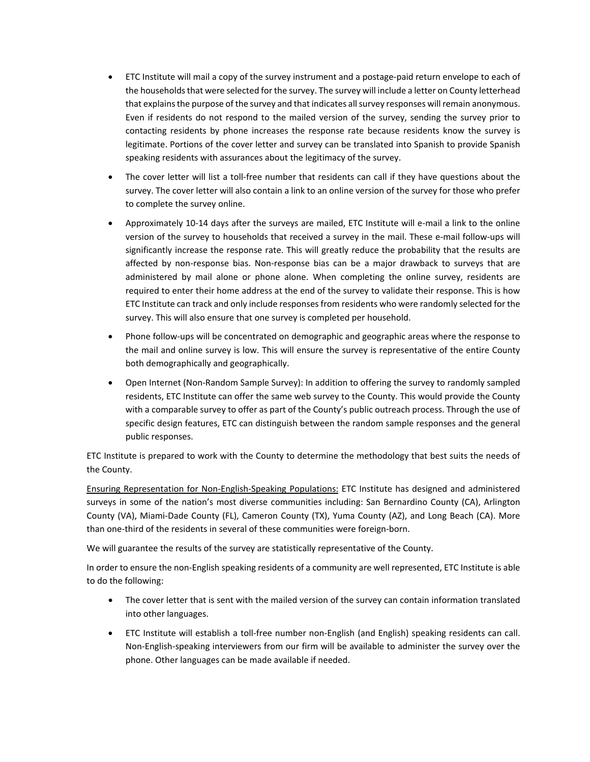- ETC Institute will mail a copy of the survey instrument and a postage-paid return envelope to each of the households that were selected for the survey. The survey will include a letter on County letterhead that explains the purpose of the survey and that indicates all survey responses will remain anonymous. Even if residents do not respond to the mailed version of the survey, sending the survey prior to contacting residents by phone increases the response rate because residents know the survey is legitimate. Portions of the cover letter and survey can be translated into Spanish to provide Spanish speaking residents with assurances about the legitimacy of the survey.
- The cover letter will list a toll-free number that residents can call if they have questions about the survey. The cover letter will also contain a link to an online version of the survey for those who prefer to complete the survey online.
- Approximately 10-14 days after the surveys are mailed, ETC Institute will e-mail a link to the online version of the survey to households that received a survey in the mail. These e-mail follow-ups will significantly increase the response rate. This will greatly reduce the probability that the results are affected by non-response bias. Non-response bias can be a major drawback to surveys that are administered by mail alone or phone alone. When completing the online survey, residents are required to enter their home address at the end of the survey to validate their response. This is how ETC Institute can track and only include responses from residents who were randomly selected for the survey. This will also ensure that one survey is completed per household.
- Phone follow-ups will be concentrated on demographic and geographic areas where the response to the mail and online survey is low. This will ensure the survey is representative of the entire County both demographically and geographically.
- Open Internet (Non-Random Sample Survey): In addition to offering the survey to randomly sampled residents, ETC Institute can offer the same web survey to the County. This would provide the County with a comparable survey to offer as part of the County's public outreach process. Through the use of specific design features, ETC can distinguish between the random sample responses and the general public responses.

ETC Institute is prepared to work with the County to determine the methodology that best suits the needs of the County.

<u>Ensuring Representation for Non-English-Speaking Populations:</u> ETC Institute has designed and administered surveys in some of the nation's most diverse communities including: San Bernardino County (CA), Arlington County (VA), Miami-Dade County (FL), Cameron County (TX), Yuma County (AZ), and Long Beach (CA). More than one-third of the residents in several of these communities were foreign-born.

We will guarantee the results of the survey are statistically representative of the County.

In order to ensure the non-English speaking residents of a community are well represented, ETC Institute is able to do the following:

- The cover letter that is sent with the mailed version of the survey can contain information translated into other languages.
- ETC Institute will establish a toll-free number non-English (and English) speaking residents can call. Non-English-speaking interviewers from our firm will be available to administer the survey over the phone. Other languages can be made available if needed.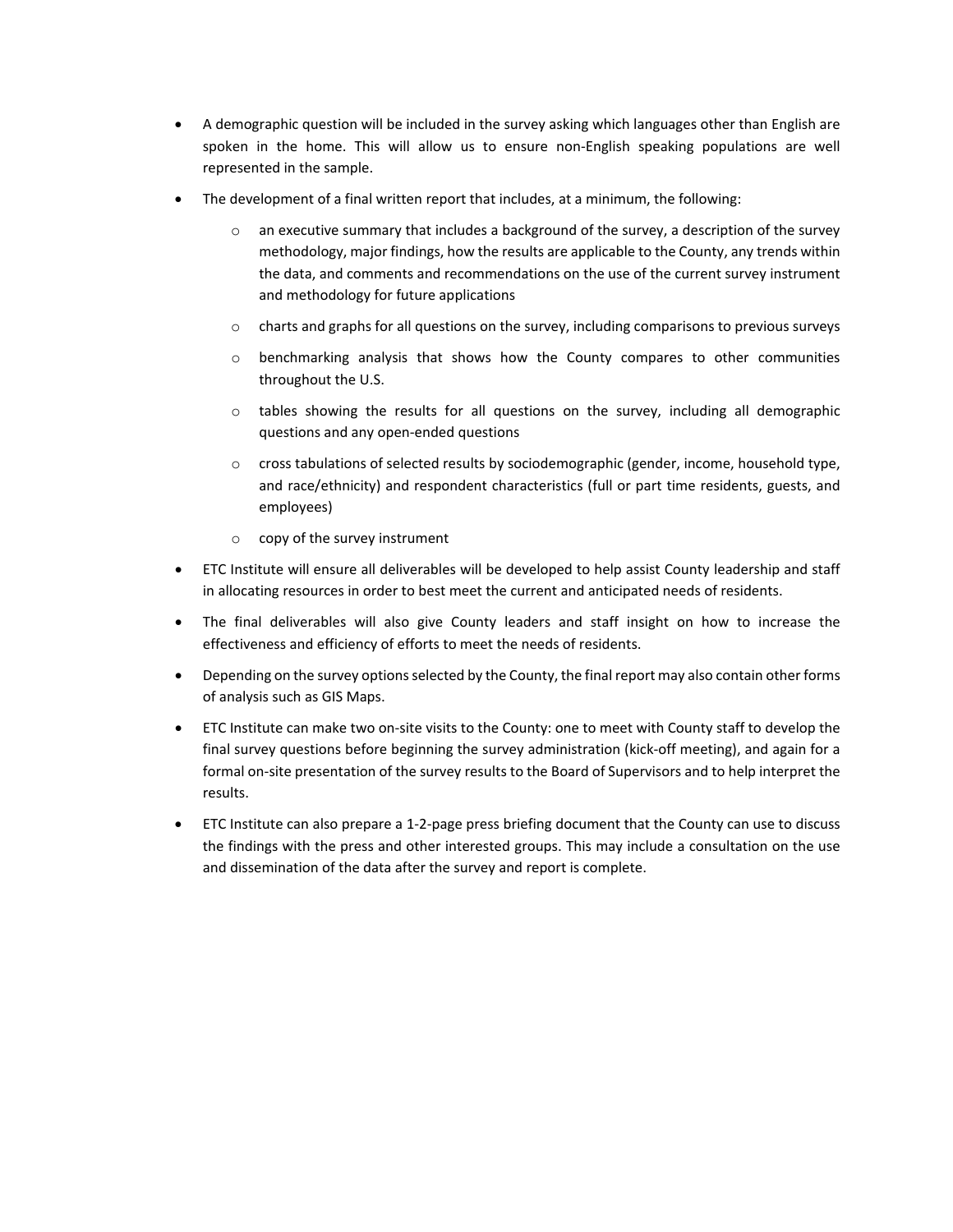- A demographic question will be included in the survey asking which languages other than English are spoken in the home. This will allow us to ensure non-English speaking populations are well represented in the sample.
- The development of a final written report that includes, at a minimum, the following:
    - an executive summary that includes a background of the survey, a description of the survey methodology, major findings, how the results are applicable to the County, any trends within the data, and comments and recommendations on the use of the current survey instrument and methodology for future applications
    - charts and graphs for all questions on the survey, including comparisons to previous surveys
    - benchmarking analysis that shows how the County compares to other communities throughout the U.S.
    - tables showing the results for all questions on the survey, including all demographic questions and any open-ended questions
    - cross tabulations of selected results by sociodemographic (gender, income, household type, and race/ethnicity) and respondent characteristics (full or part time residents, guests, and employees)
    - copy of the survey instrument
- ETC Institute will ensure all deliverables will be developed to help assist County leadership and staff in allocating resources in order to best meet the current and anticipated needs of residents.
- The final deliverables will also give County leaders and staff insight on how to increase the effectiveness and efficiency of efforts to meet the needs of residents.
- Depending on the survey options selected by the County, the final report may also contain other forms of analysis such as GIS Maps.
- ETC Institute can make two on-site visits to the County: one to meet with County staff to develop the final survey questions before beginning the survey administration (kick-off meeting), and again for a formal on-site presentation of the survey results to the Board of Supervisors and to help interpret the results.
- ETC Institute can also prepare a 1-2-page press briefing document that the County can use to discuss the findings with the press and other interested groups. This may include a consultation on the use and dissemination of the data after the survey and report is complete.